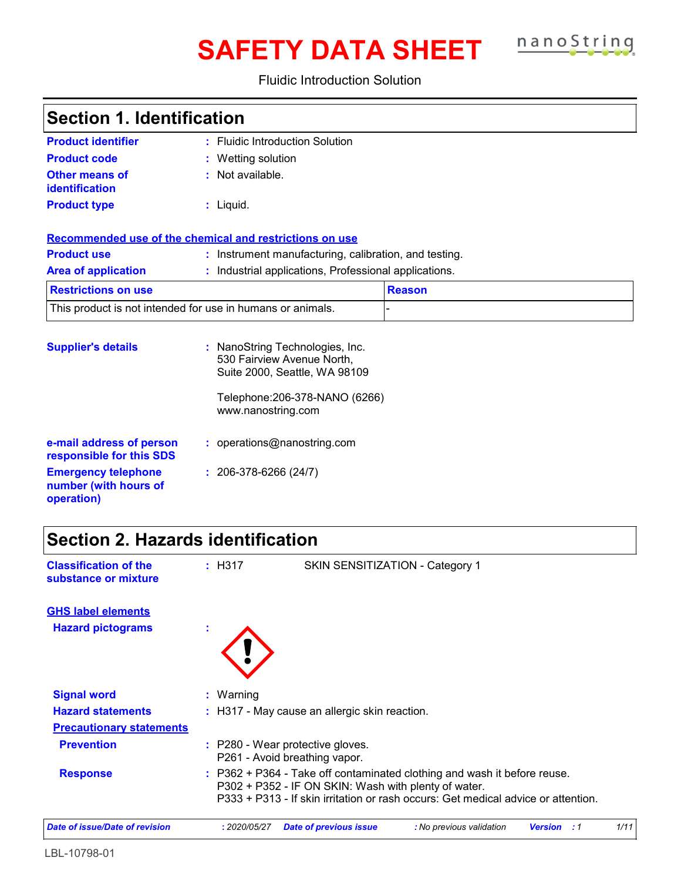# SAFETY DATA SHEET

Fluidic Introduction Solution

## Section 1. Identification

**Product identifier** : Fluidic Introduction Solution

**Product code** : Wetting solution

**Other means of identification** : Not available.

**Product type** : Liquid.

**Recommended use of the chemical and restrictions on use**

**Product use** : Instrument manufacturing, calibration, and testing.

**Area of application** : Industrial applications, Professional applications.

| Restrictions on use | Reason |
|---|---|
| This product is not intended for use in humans or animals. | - |

**Supplier's details** : NanoString Technologies, Inc.
530 Fairview Avenue North,
Suite 2000, Seattle, WA 98109

Telephone:206-378-NANO (6266)
www.nanostring.com

**e-mail address of person responsible for this SDS** : operations@nanostring.com

**Emergency telephone number (with hours of operation)** : 206-378-6266 (24/7)

## Section 2. Hazards identification

**Classification of the substance or mixture** : H317 SKIN SENSITIZATION - Category 1

**GHS label elements**

**Hazard pictograms** :

**Signal word** : Warning

**Hazard statements** : H317 - May cause an allergic skin reaction.

**Precautionary statements**

**Prevention** : P280 - Wear protective gloves.
P261 - Avoid breathing vapor.

**Response** : P362 + P364 - Take off contaminated clothing and wash it before reuse.
P302 + P352 - IF ON SKIN: Wash with plenty of water.
P333 + P313 - If skin irritation or rash occurs: Get medical advice or attention.

*Date of issue/Date of revision* : 2020/05/27 *Date of previous issue* : No previous validation *Version* : 1

LBL-10798-01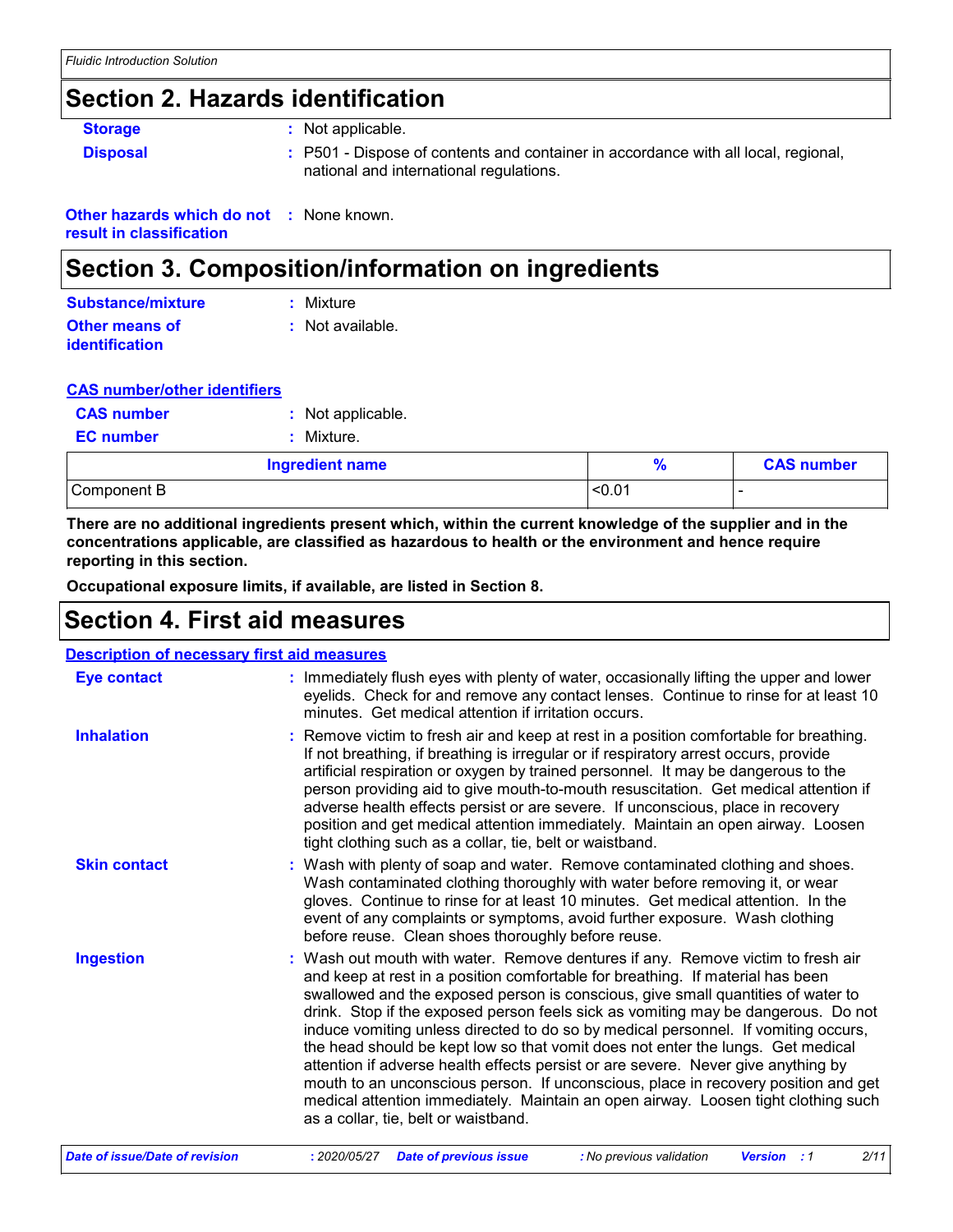## Section 2. Hazards identification

**Storage** : Not applicable.

**Disposal** : P501 - Dispose of contents and container in accordance with all local, regional, national and international regulations.

**Other hazards which do not result in classification** : None known.

## Section 3. Composition/information on ingredients

**Substance/mixture** : Mixture

**Other means of identification** : Not available.

**CAS number/other identifiers**

**CAS number** : Not applicable.

**EC number** : Mixture.

| Ingredient name | % | CAS number |
| --- | --- | --- |
| Component B | <0.01 | - |

**There are no additional ingredients present which, within the current knowledge of the supplier and in the concentrations applicable, are classified as hazardous to health or the environment and hence require reporting in this section.**

**Occupational exposure limits, if available, are listed in Section 8.**

## Section 4. First aid measures

**Description of necessary first aid measures**

**Eye contact** : Immediately flush eyes with plenty of water, occasionally lifting the upper and lower eyelids. Check for and remove any contact lenses. Continue to rinse for at least 10 minutes. Get medical attention if irritation occurs.

**Inhalation** : Remove victim to fresh air and keep at rest in a position comfortable for breathing. If not breathing, if breathing is irregular or if respiratory arrest occurs, provide artificial respiration or oxygen by trained personnel. It may be dangerous to the person providing aid to give mouth-to-mouth resuscitation. Get medical attention if adverse health effects persist or are severe. If unconscious, place in recovery position and get medical attention immediately. Maintain an open airway. Loosen tight clothing such as a collar, tie, belt or waistband.

**Skin contact** : Wash with plenty of soap and water. Remove contaminated clothing and shoes. Wash contaminated clothing thoroughly with water before removing it, or wear gloves. Continue to rinse for at least 10 minutes. Get medical attention. In the event of any complaints or symptoms, avoid further exposure. Wash clothing before reuse. Clean shoes thoroughly before reuse.

**Ingestion** : Wash out mouth with water. Remove dentures if any. Remove victim to fresh air and keep at rest in a position comfortable for breathing. If material has been swallowed and the exposed person is conscious, give small quantities of water to drink. Stop if the exposed person feels sick as vomiting may be dangerous. Do not induce vomiting unless directed to do so by medical personnel. If vomiting occurs, the head should be kept low so that vomit does not enter the lungs. Get medical attention if adverse health effects persist or are severe. Never give anything by mouth to an unconscious person. If unconscious, place in recovery position and get medical attention immediately. Maintain an open airway. Loosen tight clothing such as a collar, tie, belt or waistband.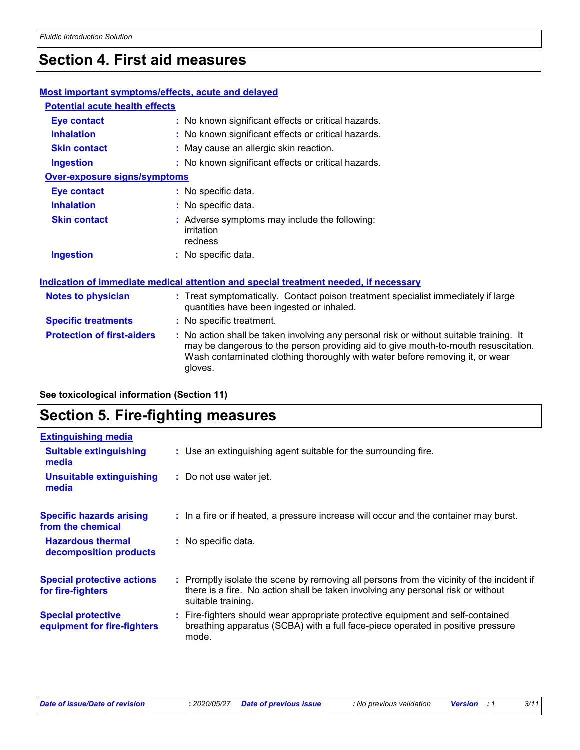# Section 4. First aid measures

### Most important symptoms/effects, acute and delayed

#### Potential acute health effects

| | |
|---|---|
| **Eye contact** | : No known significant effects or critical hazards. |
| **Inhalation** | : No known significant effects or critical hazards. |
| **Skin contact** | : May cause an allergic skin reaction. |
| **Ingestion** | : No known significant effects or critical hazards. |

#### Over-exposure signs/symptoms

| | |
|---|---|
| **Eye contact** | : No specific data. |
| **Inhalation** | : No specific data. |
| **Skin contact** | : Adverse symptoms may include the following: irritation redness |
| **Ingestion** | : No specific data. |

### Indication of immediate medical attention and special treatment needed, if necessary

| | |
|---|---|
| **Notes to physician** | : Treat symptomatically. Contact poison treatment specialist immediately if large quantities have been ingested or inhaled. |
| **Specific treatments** | : No specific treatment. |
| **Protection of first-aiders** | : No action shall be taken involving any personal risk or without suitable training. It may be dangerous to the person providing aid to give mouth-to-mouth resuscitation. Wash contaminated clothing thoroughly with water before removing it, or wear gloves. |

**See toxicological information (Section 11)**

# Section 5. Fire-fighting measures

### Extinguishing media

| | |
|---|---|
| **Suitable extinguishing media** | : Use an extinguishing agent suitable for the surrounding fire. |
| **Unsuitable extinguishing media** | : Do not use water jet. |

| | |
|---|---|
| **Specific hazards arising from the chemical** | : In a fire or if heated, a pressure increase will occur and the container may burst. |
| **Hazardous thermal decomposition products** | : No specific data. |
| **Special protective actions for fire-fighters** | : Promptly isolate the scene by removing all persons from the vicinity of the incident if there is a fire. No action shall be taken involving any personal risk or without suitable training. |
| **Special protective equipment for fire-fighters** | : Fire-fighters should wear appropriate protective equipment and self-contained breathing apparatus (SCBA) with a full face-piece operated in positive pressure mode. |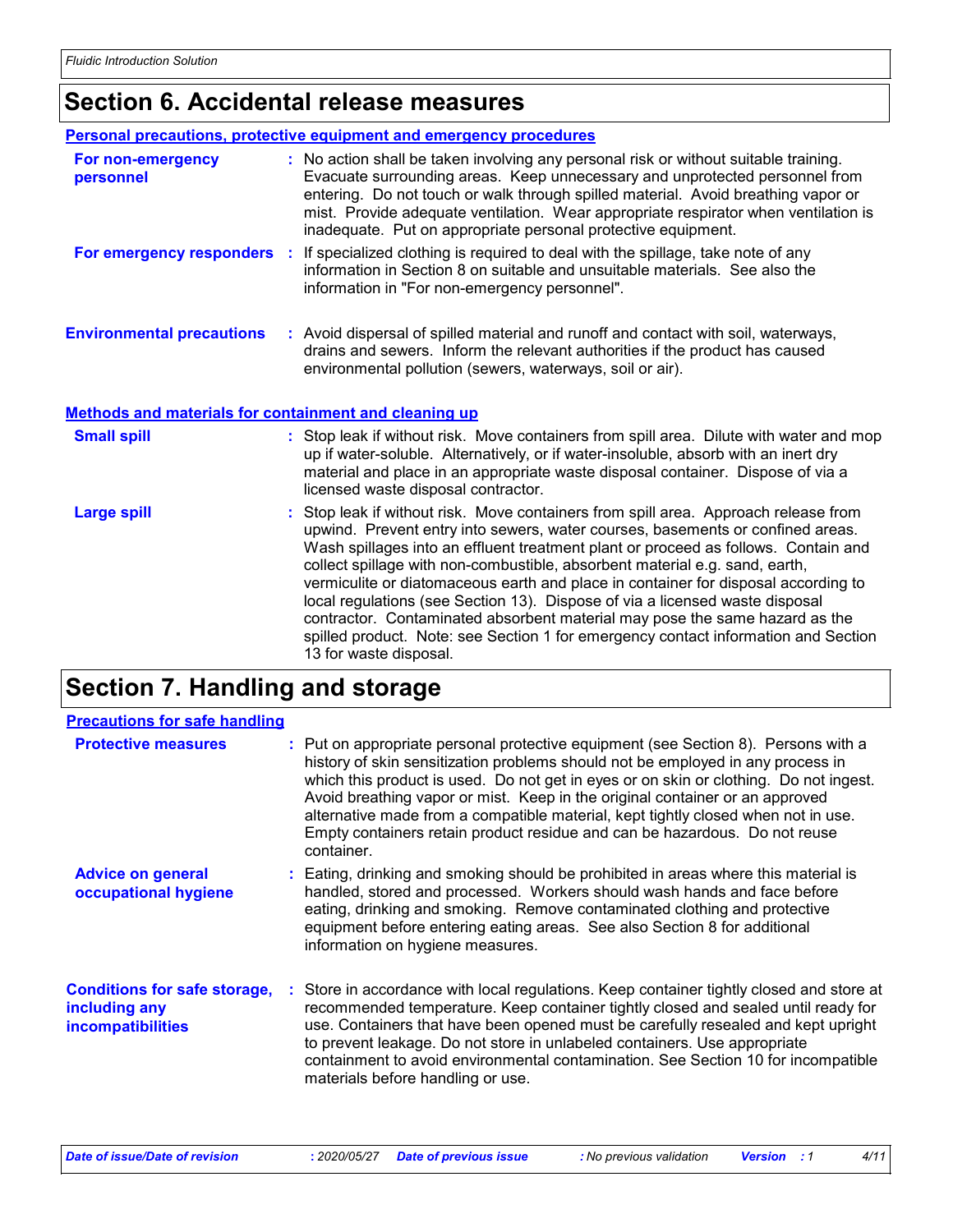# Section 6. Accidental release measures

### Personal precautions, protective equipment and emergency procedures

**For non-emergency personnel** : No action shall be taken involving any personal risk or without suitable training. Evacuate surrounding areas. Keep unnecessary and unprotected personnel from entering. Do not touch or walk through spilled material. Avoid breathing vapor or mist. Provide adequate ventilation. Wear appropriate respirator when ventilation is inadequate. Put on appropriate personal protective equipment.

**For emergency responders** : If specialized clothing is required to deal with the spillage, take note of any information in Section 8 on suitable and unsuitable materials. See also the information in "For non-emergency personnel".

**Environmental precautions** : Avoid dispersal of spilled material and runoff and contact with soil, waterways, drains and sewers. Inform the relevant authorities if the product has caused environmental pollution (sewers, waterways, soil or air).

### Methods and materials for containment and cleaning up

**Small spill** : Stop leak if without risk. Move containers from spill area. Dilute with water and mop up if water-soluble. Alternatively, or if water-insoluble, absorb with an inert dry material and place in an appropriate waste disposal container. Dispose of via a licensed waste disposal contractor.

**Large spill** : Stop leak if without risk. Move containers from spill area. Approach release from upwind. Prevent entry into sewers, water courses, basements or confined areas. Wash spillages into an effluent treatment plant or proceed as follows. Contain and collect spillage with non-combustible, absorbent material e.g. sand, earth, vermiculite or diatomaceous earth and place in container for disposal according to local regulations (see Section 13). Dispose of via a licensed waste disposal contractor. Contaminated absorbent material may pose the same hazard as the spilled product. Note: see Section 1 for emergency contact information and Section 13 for waste disposal.

# Section 7. Handling and storage

### Precautions for safe handling

**Protective measures** : Put on appropriate personal protective equipment (see Section 8). Persons with a history of skin sensitization problems should not be employed in any process in which this product is used. Do not get in eyes or on skin or clothing. Do not ingest. Avoid breathing vapor or mist. Keep in the original container or an approved alternative made from a compatible material, kept tightly closed when not in use. Empty containers retain product residue and can be hazardous. Do not reuse container.

**Advice on general occupational hygiene** : Eating, drinking and smoking should be prohibited in areas where this material is handled, stored and processed. Workers should wash hands and face before eating, drinking and smoking. Remove contaminated clothing and protective equipment before entering eating areas. See also Section 8 for additional information on hygiene measures.

**Conditions for safe storage, including any incompatibilities** : Store in accordance with local regulations. Keep container tightly closed and store at recommended temperature. Keep container tightly closed and sealed until ready for use. Containers that have been opened must be carefully resealed and kept upright to prevent leakage. Do not store in unlabeled containers. Use appropriate containment to avoid environmental contamination. See Section 10 for incompatible materials before handling or use.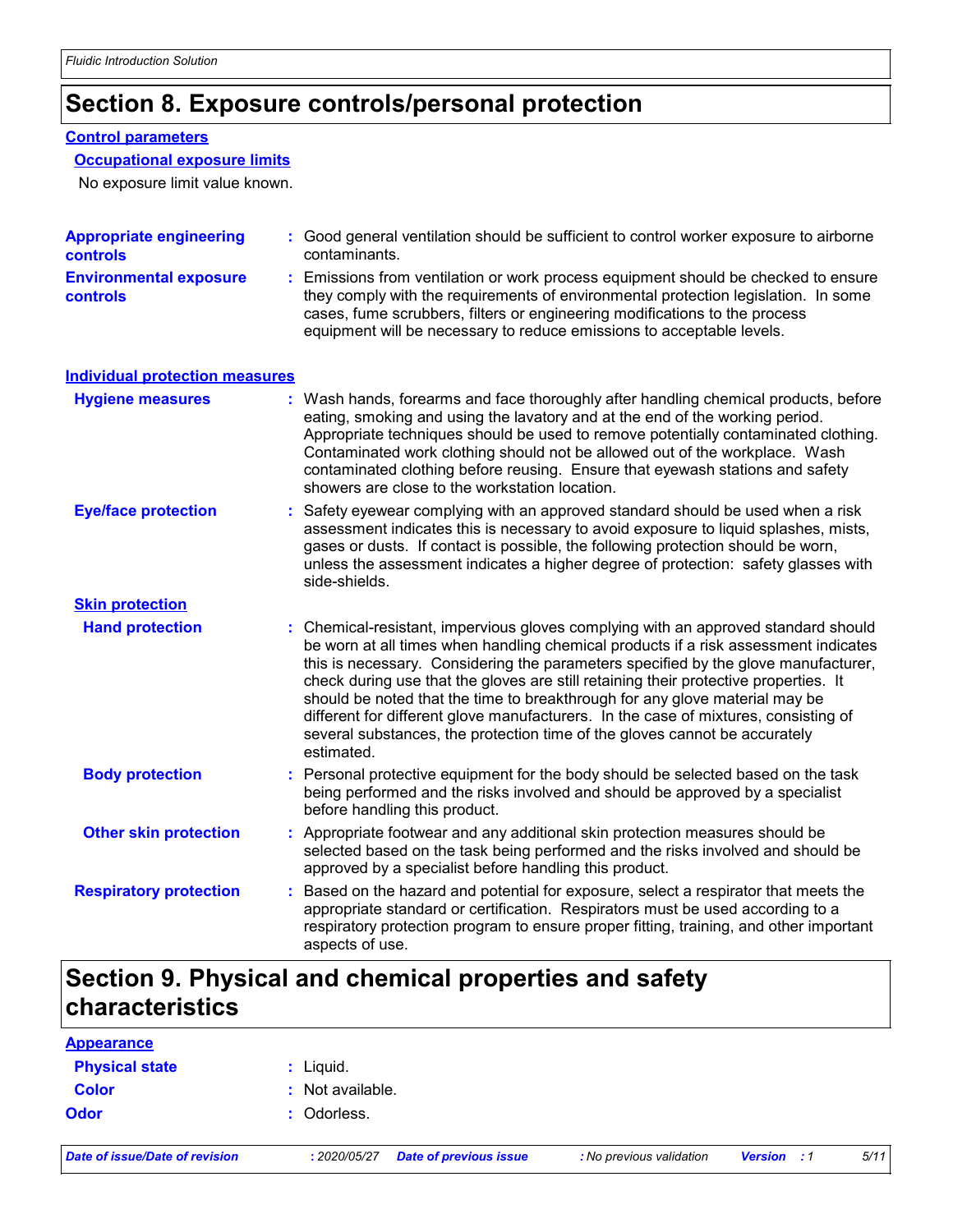# Section 8. Exposure controls/personal protection

**Control parameters**

**Occupational exposure limits**

No exposure limit value known.

**Appropriate engineering controls** : Good general ventilation should be sufficient to control worker exposure to airborne contaminants.

**Environmental exposure controls** : Emissions from ventilation or work process equipment should be checked to ensure they comply with the requirements of environmental protection legislation. In some cases, fume scrubbers, filters or engineering modifications to the process equipment will be necessary to reduce emissions to acceptable levels.

**Individual protection measures**

**Hygiene measures** : Wash hands, forearms and face thoroughly after handling chemical products, before eating, smoking and using the lavatory and at the end of the working period. Appropriate techniques should be used to remove potentially contaminated clothing. Contaminated work clothing should not be allowed out of the workplace. Wash contaminated clothing before reusing. Ensure that eyewash stations and safety showers are close to the workstation location.

**Eye/face protection** : Safety eyewear complying with an approved standard should be used when a risk assessment indicates this is necessary to avoid exposure to liquid splashes, mists, gases or dusts. If contact is possible, the following protection should be worn, unless the assessment indicates a higher degree of protection: safety glasses with side-shields.

**Skin protection**

**Hand protection** : Chemical-resistant, impervious gloves complying with an approved standard should be worn at all times when handling chemical products if a risk assessment indicates this is necessary. Considering the parameters specified by the glove manufacturer, check during use that the gloves are still retaining their protective properties. It should be noted that the time to breakthrough for any glove material may be different for different glove manufacturers. In the case of mixtures, consisting of several substances, the protection time of the gloves cannot be accurately estimated.

**Body protection** : Personal protective equipment for the body should be selected based on the task being performed and the risks involved and should be approved by a specialist before handling this product.

**Other skin protection** : Appropriate footwear and any additional skin protection measures should be selected based on the task being performed and the risks involved and should be approved by a specialist before handling this product.

**Respiratory protection** : Based on the hazard and potential for exposure, select a respirator that meets the appropriate standard or certification. Respirators must be used according to a respiratory protection program to ensure proper fitting, training, and other important aspects of use.

# Section 9. Physical and chemical properties and safety characteristics

**Appearance**

**Physical state** : Liquid.

**Color** : Not available.

**Odor** : Odorless.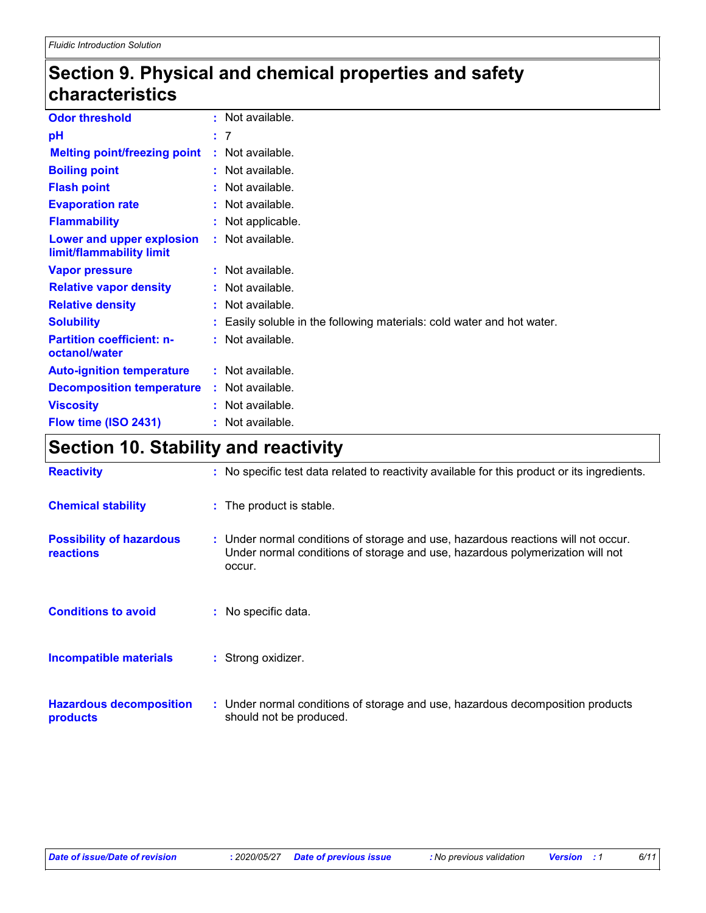## Section 9. Physical and chemical properties and safety characteristics

| | |
|---|---|
| **Odor threshold** | Not available. |
| **pH** | 7 |
| **Melting point/freezing point** | Not available. |
| **Boiling point** | Not available. |
| **Flash point** | Not available. |
| **Evaporation rate** | Not available. |
| **Flammability** | Not applicable. |
| **Lower and upper explosion limit/flammability limit** | Not available. |
| **Vapor pressure** | Not available. |
| **Relative vapor density** | Not available. |
| **Relative density** | Not available. |
| **Solubility** | Easily soluble in the following materials: cold water and hot water. |
| **Partition coefficient: n-octanol/water** | Not available. |
| **Auto-ignition temperature** | Not available. |
| **Decomposition temperature** | Not available. |
| **Viscosity** | Not available. |
| **Flow time (ISO 2431)** | Not available. |

## Section 10. Stability and reactivity

| | |
|---|---|
| **Reactivity** | No specific test data related to reactivity available for this product or its ingredients. |
| **Chemical stability** | The product is stable. |
| **Possibility of hazardous reactions** | Under normal conditions of storage and use, hazardous reactions will not occur. Under normal conditions of storage and use, hazardous polymerization will not occur. |
| **Conditions to avoid** | No specific data. |
| **Incompatible materials** | Strong oxidizer. |
| **Hazardous decomposition products** | Under normal conditions of storage and use, hazardous decomposition products should not be produced. |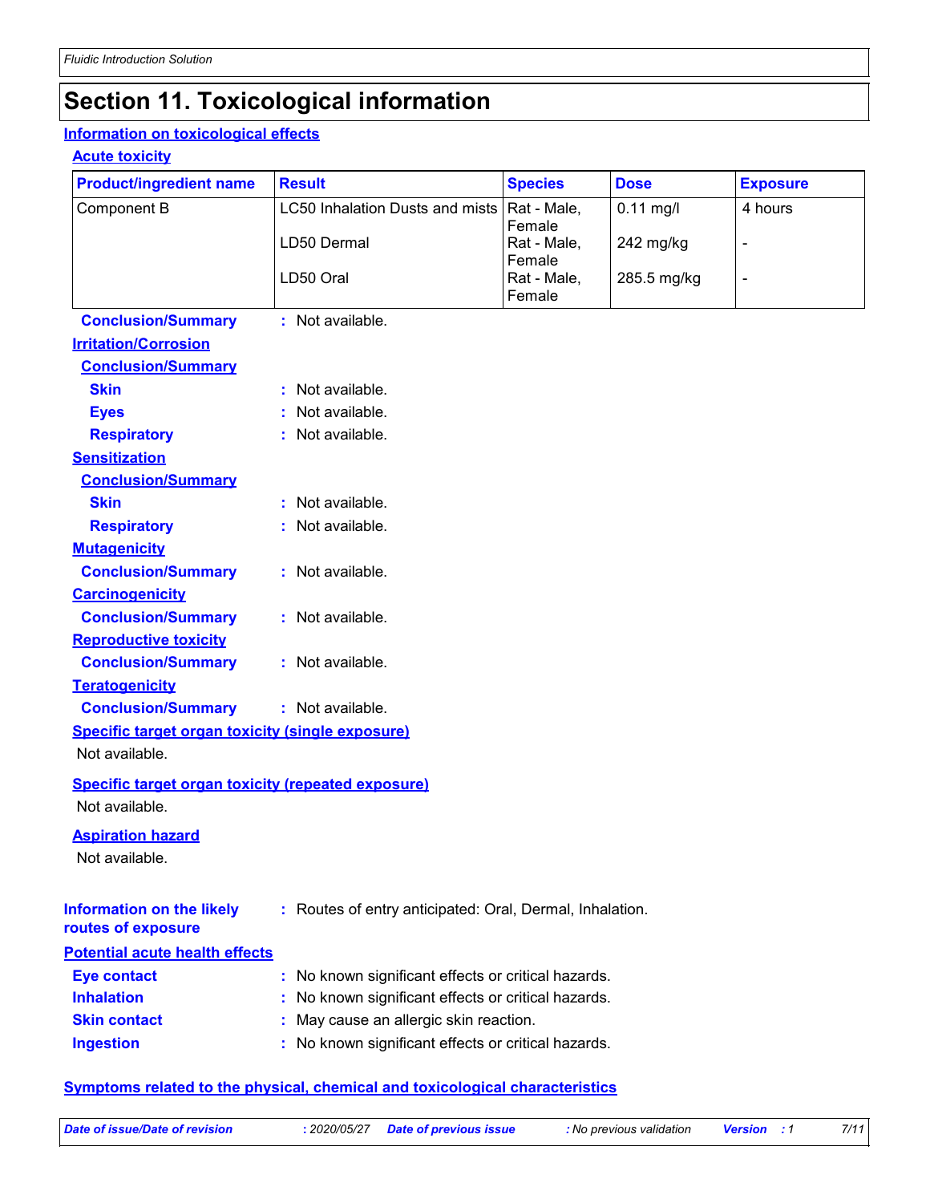# Section 11. Toxicological information

## Information on toxicological effects

### Acute toxicity

| Product/ingredient name | Result | Species | Dose | Exposure |
|---|---|---|---|---|
| Component B | LC50 Inhalation Dusts and mists | Rat - Male, Female | 0.11 mg/l | 4 hours |
| | LD50 Dermal | Rat - Male, Female | 242 mg/kg | - |
| | LD50 Oral | Rat - Male, Female | 285.5 mg/kg | - |

**Conclusion/Summary** : Not available.

### Irritation/Corrosion

**Conclusion/Summary**

**Skin** : Not available.

**Eyes** : Not available.

**Respiratory** : Not available.

### Sensitization

**Conclusion/Summary**

**Skin** : Not available.

**Respiratory** : Not available.

### Mutagenicity

**Conclusion/Summary** : Not available.

### Carcinogenicity

**Conclusion/Summary** : Not available.

### Reproductive toxicity

**Conclusion/Summary** : Not available.

### Teratogenicity

**Conclusion/Summary** : Not available.

### Specific target organ toxicity (single exposure)

Not available.

### Specific target organ toxicity (repeated exposure)

Not available.

### Aspiration hazard

Not available.

**Information on the likely routes of exposure** : Routes of entry anticipated: Oral, Dermal, Inhalation.

### Potential acute health effects

**Eye contact** : No known significant effects or critical hazards.

**Inhalation** : No known significant effects or critical hazards.

**Skin contact** : May cause an allergic skin reaction.

**Ingestion** : No known significant effects or critical hazards.

### Symptoms related to the physical, chemical and toxicological characteristics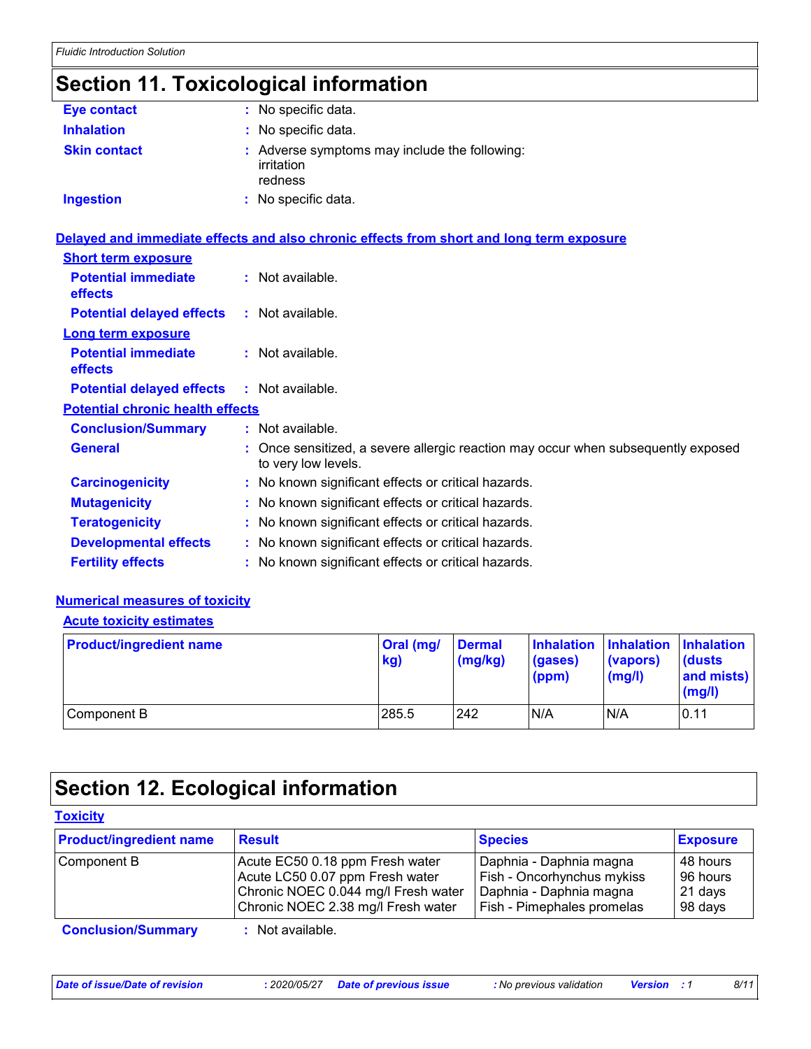## Section 11. Toxicological information

**Eye contact** : No specific data.

**Inhalation** : No specific data.

**Skin contact** : Adverse symptoms may include the following:
irritation
redness

**Ingestion** : No specific data.

**Delayed and immediate effects and also chronic effects from short and long term exposure**

**Short term exposure**

**Potential immediate effects** : Not available.

**Potential delayed effects** : Not available.

**Long term exposure**

**Potential immediate effects** : Not available.

**Potential delayed effects** : Not available.

**Potential chronic health effects**

**Conclusion/Summary** : Not available.

**General** : Once sensitized, a severe allergic reaction may occur when subsequently exposed to very low levels.

**Carcinogenicity** : No known significant effects or critical hazards.

**Mutagenicity** : No known significant effects or critical hazards.

**Teratogenicity** : No known significant effects or critical hazards.

**Developmental effects** : No known significant effects or critical hazards.

**Fertility effects** : No known significant effects or critical hazards.

**Numerical measures of toxicity**

**Acute toxicity estimates**

| Product/ingredient name | Oral (mg/kg) | Dermal (mg/kg) | Inhalation (gases) (ppm) | Inhalation (vapors) (mg/l) | Inhalation (dusts and mists) (mg/l) |
|---|---|---|---|---|---|
| Component B | 285.5 | 242 | N/A | N/A | 0.11 |

## Section 12. Ecological information

**Toxicity**

| Product/ingredient name | Result | Species | Exposure |
|---|---|---|---|
| Component B | Acute EC50 0.18 ppm Fresh water | Daphnia - Daphnia magna | 48 hours |
| | Acute LC50 0.07 ppm Fresh water | Fish - Oncorhynchus mykiss | 96 hours |
| | Chronic NOEC 0.044 mg/l Fresh water | Daphnia - Daphnia magna | 21 days |
| | Chronic NOEC 2.38 mg/l Fresh water | Fish - Pimephales promelas | 98 days |

**Conclusion/Summary** : Not available.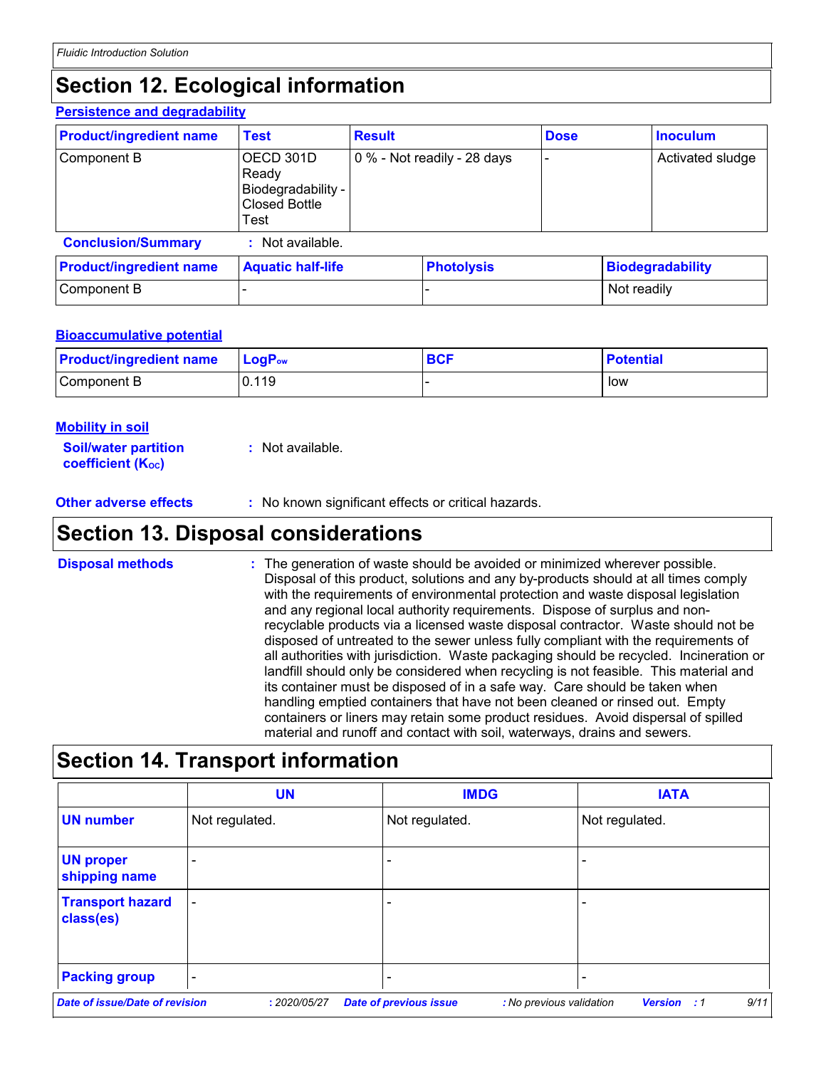## Section 12. Ecological information

### Persistence and degradability

| Product/ingredient name | Test | Result | Dose | Inoculum |
|---|---|---|---|---|
| Component B | OECD 301D Ready Biodegradability - Closed Bottle Test | 0 % - Not readily - 28 days | - | Activated sludge |

**Conclusion/Summary** : Not available.

| Product/ingredient name | Aquatic half-life | Photolysis | Biodegradability |
|---|---|---|---|
| Component B | - | - | Not readily |

### Bioaccumulative potential

| Product/ingredient name | $LogP_{ow}$ | BCF | Potential |
|---|---|---|---|
| Component B | 0.119 | - | low |

### Mobility in soil

**Soil/water partition coefficient ($K_{OC}$)** : Not available.

**Other adverse effects** : No known significant effects or critical hazards.

## Section 13. Disposal considerations

**Disposal methods** : The generation of waste should be avoided or minimized wherever possible. Disposal of this product, solutions and any by-products should at all times comply with the requirements of environmental protection and waste disposal legislation and any regional local authority requirements. Dispose of surplus and non-recyclable products via a licensed waste disposal contractor. Waste should not be disposed of untreated to the sewer unless fully compliant with the requirements of all authorities with jurisdiction. Waste packaging should be recycled. Incineration or landfill should only be considered when recycling is not feasible. This material and its container must be disposed of in a safe way. Care should be taken when handling emptied containers that have not been cleaned or rinsed out. Empty containers or liners may retain some product residues. Avoid dispersal of spilled material and runoff and contact with soil, waterways, drains and sewers.

## Section 14. Transport information

| | UN | IMDG | IATA |
|---|---|---|---|
| **UN number** | Not regulated. | Not regulated. | Not regulated. |
| **UN proper shipping name** | - | - | - |
| **Transport hazard class(es)** | - | - | - |
| **Packing group** | - | - | - |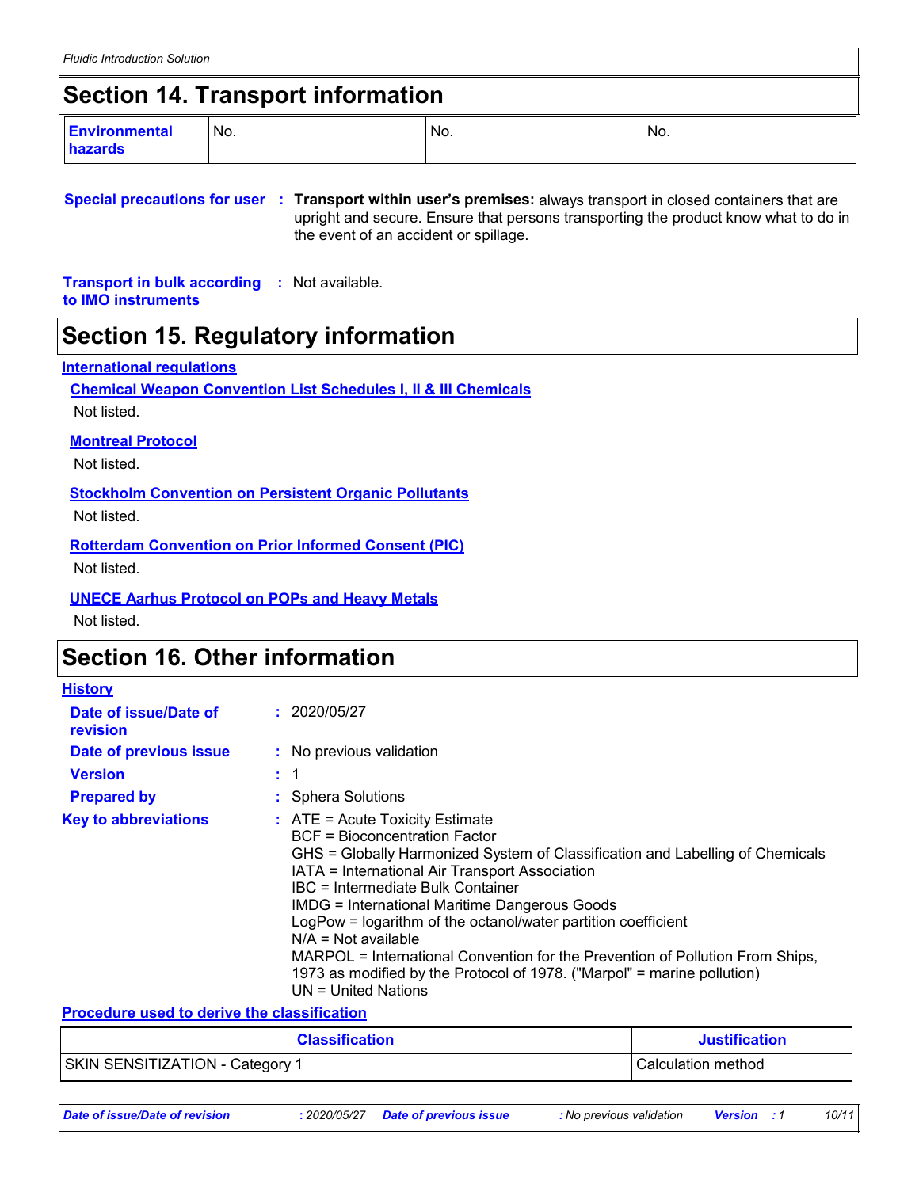## Section 14. Transport information

| Environmental hazards | No. | No. | No. |
|---|---|---|---|

**Special precautions for user** : **Transport within user's premises:** always transport in closed containers that are upright and secure. Ensure that persons transporting the product know what to do in the event of an accident or spillage.

**Transport in bulk according to IMO instruments** : Not available.

## Section 15. Regulatory information

**International regulations**

**Chemical Weapon Convention List Schedules I, II & III Chemicals**

Not listed.

**Montreal Protocol**

Not listed.

**Stockholm Convention on Persistent Organic Pollutants**

Not listed.

**Rotterdam Convention on Prior Informed Consent (PIC)**

Not listed.

**UNECE Aarhus Protocol on POPs and Heavy Metals**

Not listed.

## Section 16. Other information

**History**

**Date of issue/Date of revision** : 2020/05/27

**Date of previous issue** : No previous validation

**Version** : 1

**Prepared by** : Sphera Solutions

**Key to abbreviations** :
ATE = Acute Toxicity Estimate
BCF = Bioconcentration Factor
GHS = Globally Harmonized System of Classification and Labelling of Chemicals
IATA = International Air Transport Association
IBC = Intermediate Bulk Container
IMDG = International Maritime Dangerous Goods
LogPow = logarithm of the octanol/water partition coefficient
N/A = Not available
MARPOL = International Convention for the Prevention of Pollution From Ships, 1973 as modified by the Protocol of 1978. ("Marpol" = marine pollution)
UN = United Nations

**Procedure used to derive the classification**

| Classification | Justification |
|---|---|
| SKIN SENSITIZATION - Category 1 | Calculation method |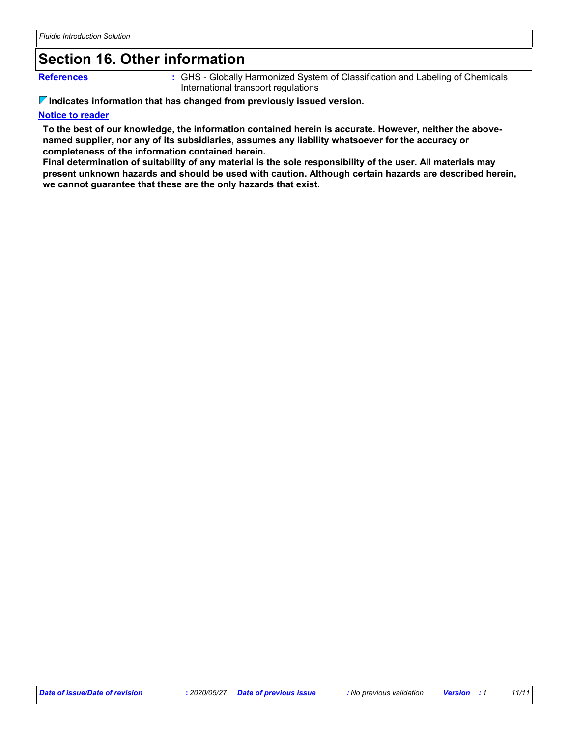# Section 16. Other information

**References** : GHS - Globally Harmonized System of Classification and Labeling of Chemicals
International transport regulations

**Indicates information that has changed from previously issued version.**

**Notice to reader**

**To the best of our knowledge, the information contained herein is accurate. However, neither the above-named supplier, nor any of its subsidiaries, assumes any liability whatsoever for the accuracy or completeness of the information contained herein.**
**Final determination of suitability of any material is the sole responsibility of the user. All materials may present unknown hazards and should be used with caution. Although certain hazards are described herein, we cannot guarantee that these are the only hazards that exist.**